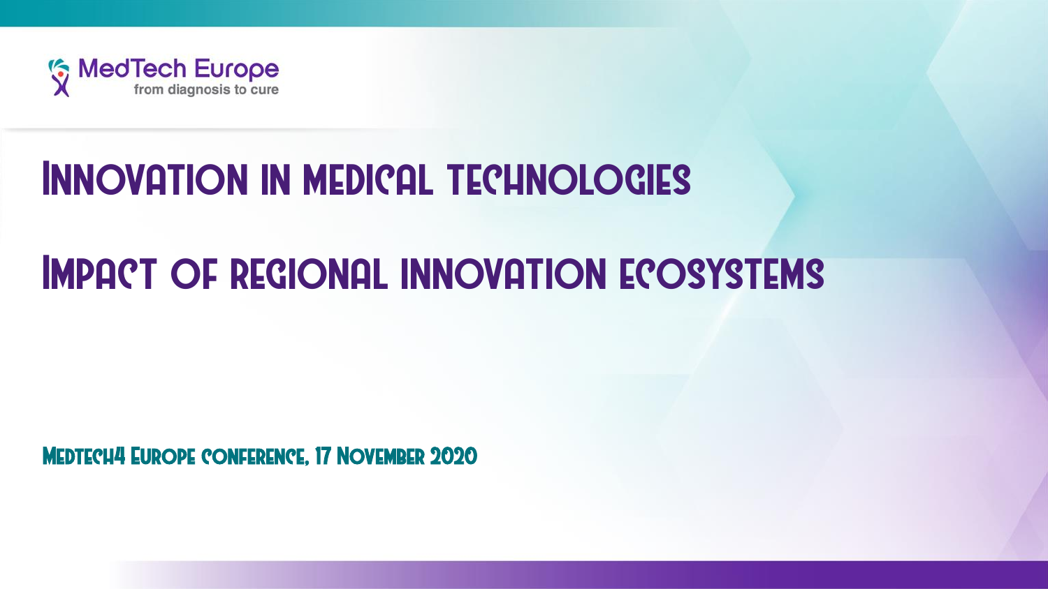MedTech Europe
from diagnosis to cure

# Innovation in medical technologies

# Impact of regional innovation ecosystems

**MedTech4 Europe conference, 17 November 2020**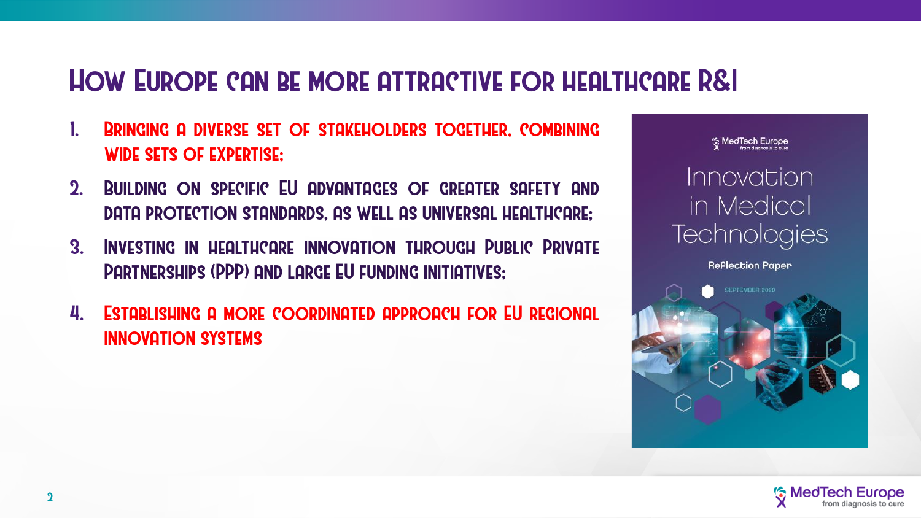# How Europe can be more attractive for healthcare R&I

1. Bringing a diverse set of stakeholders together, combining wide sets of expertise;
2. Building on specific EU advantages of greater safety and data protection standards, as well as universal healthcare;
3. Investing in healthcare innovation through Public Private Partnerships (PPP) and large EU funding initiatives;
4. Establishing a more coordinated approach for EU regional innovation systems

MedTech Europe
from diagnosis to cure

Innovation in Medical Technologies

Reflection Paper

SEPTEMBER 2020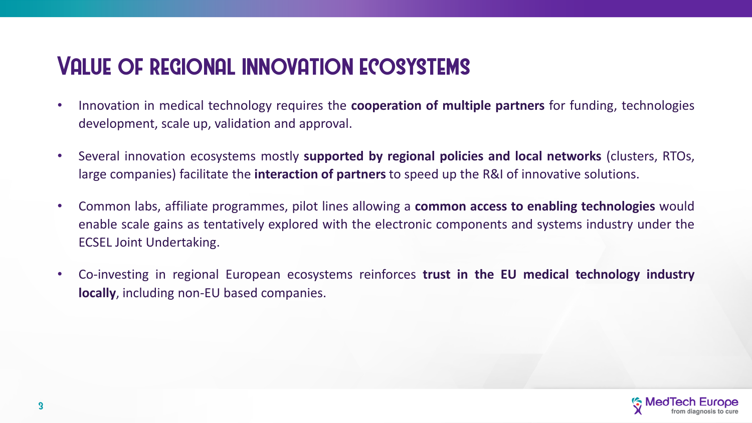# Value of regional innovation ecosystems

- Innovation in medical technology requires the **cooperation of multiple partners** for funding, technologies development, scale up, validation and approval.
- Several innovation ecosystems mostly **supported by regional policies and local networks** (clusters, RTOs, large companies) facilitate the **interaction of partners** to speed up the R&I of innovative solutions.
- Common labs, affiliate programmes, pilot lines allowing a **common access to enabling technologies** would enable scale gains as tentatively explored with the electronic components and systems industry under the ECSEL Joint Undertaking.
- Co-investing in regional European ecosystems reinforces **trust in the EU medical technology industry locally**, including non-EU based companies.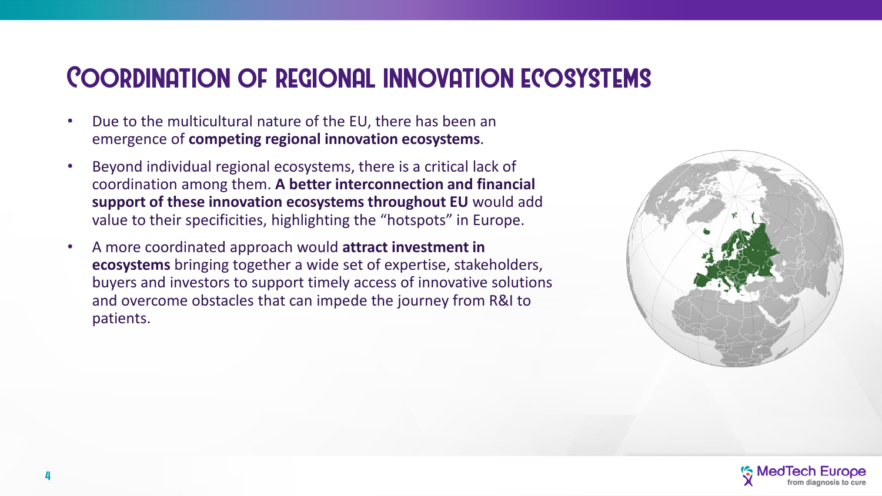# Coordination of regional innovation ecosystems

- Due to the multicultural nature of the EU, there has been an emergence of **competing regional innovation ecosystems**.
- Beyond individual regional ecosystems, there is a critical lack of coordination among them. **A better interconnection and financial support of these innovation ecosystems throughout EU** would add value to their specificities, highlighting the "hotspots" in Europe.
- A more coordinated approach would **attract investment in ecosystems** bringing together a wide set of expertise, stakeholders, buyers and investors to support timely access of innovative solutions and overcome obstacles that can impede the journey from R&I to patients.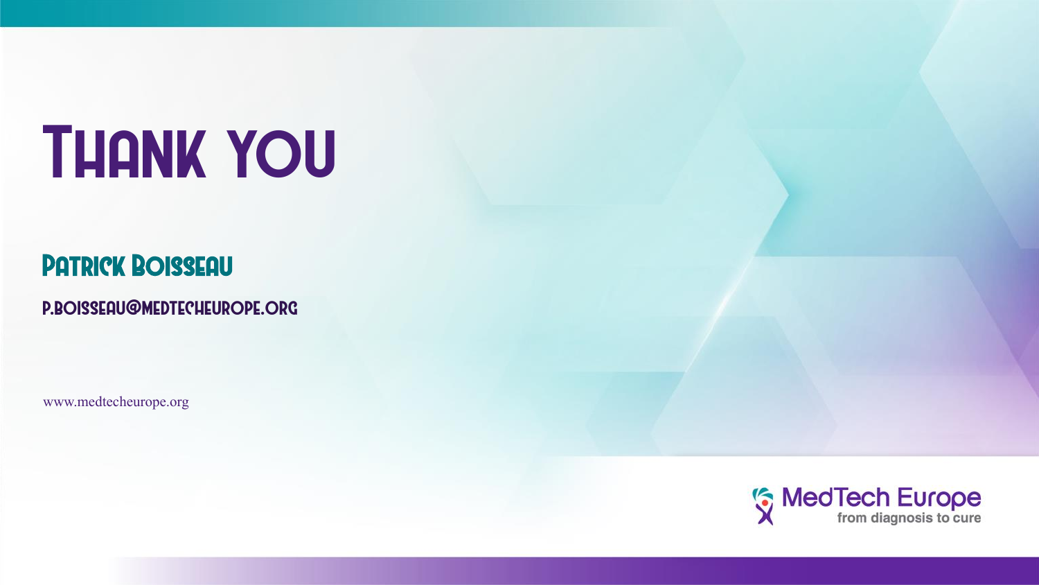# Thank you

## Patrick Boisseau

p.boisseau@medtecheurope.org

www.medtecheurope.org

MedTech Europe
from diagnosis to cure